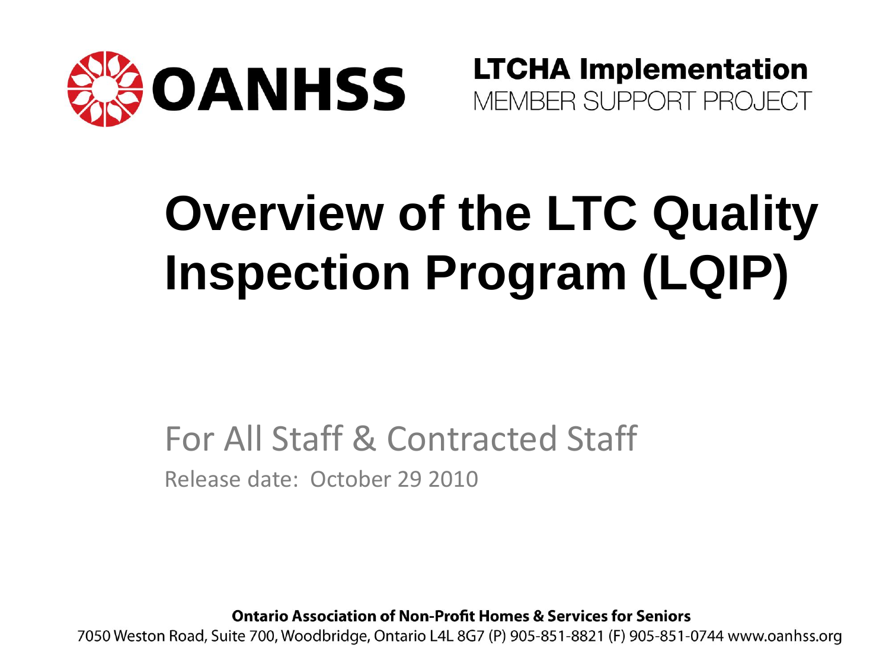**OANHSS**

**LTCHA Implementation**
MEMBER SUPPORT PROJECT

# Overview of the LTC Quality Inspection Program (LQIP)

## For All Staff & Contracted Staff

Release date: October 29 2010

**Ontario Association of Non-Profit Homes & Services for Seniors**
7050 Weston Road, Suite 700, Woodbridge, Ontario L4L 8G7 (P) 905-851-8821 (F) 905-851-0744 www.oanhss.org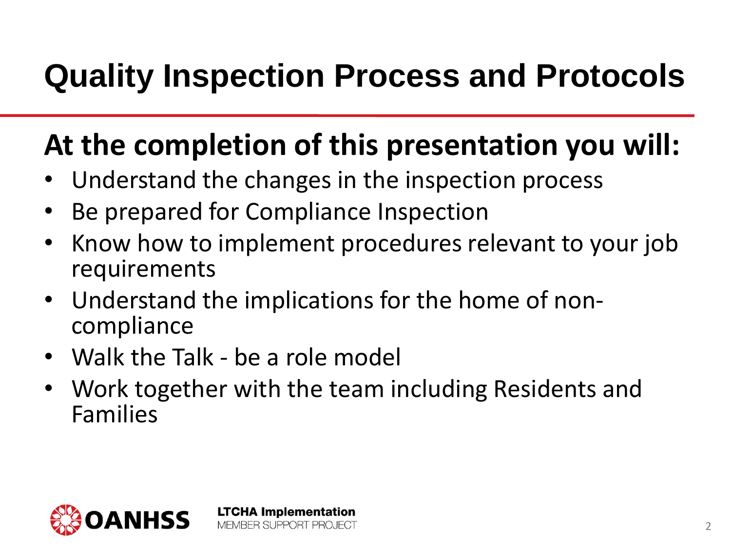# Quality Inspection Process and Protocols

## At the completion of this presentation you will:

- Understand the changes in the inspection process
- Be prepared for Compliance Inspection
- Know how to implement procedures relevant to your job requirements
- Understand the implications for the home of non-compliance
- Walk the Talk - be a role model
- Work together with the team including Residents and Families

OANHSS

**LTCHA Implementation**
MEMBER SUPPORT PROJECT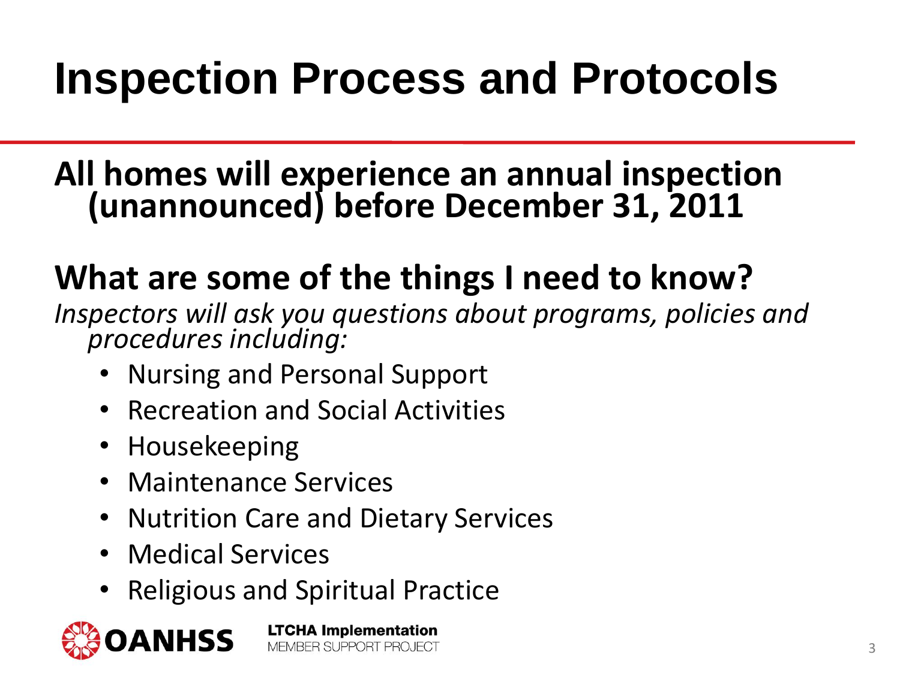# Inspection Process and Protocols

**All homes will experience an annual inspection (unannounced) before December 31, 2011**

## What are some of the things I need to know?

*Inspectors will ask you questions about programs, policies and procedures including:*

- Nursing and Personal Support
- Recreation and Social Activities
- Housekeeping
- Maintenance Services
- Nutrition Care and Dietary Services
- Medical Services
- Religious and Spiritual Practice

OANHSS

**LTCHA Implementation**
MEMBER SUPPORT PROJECT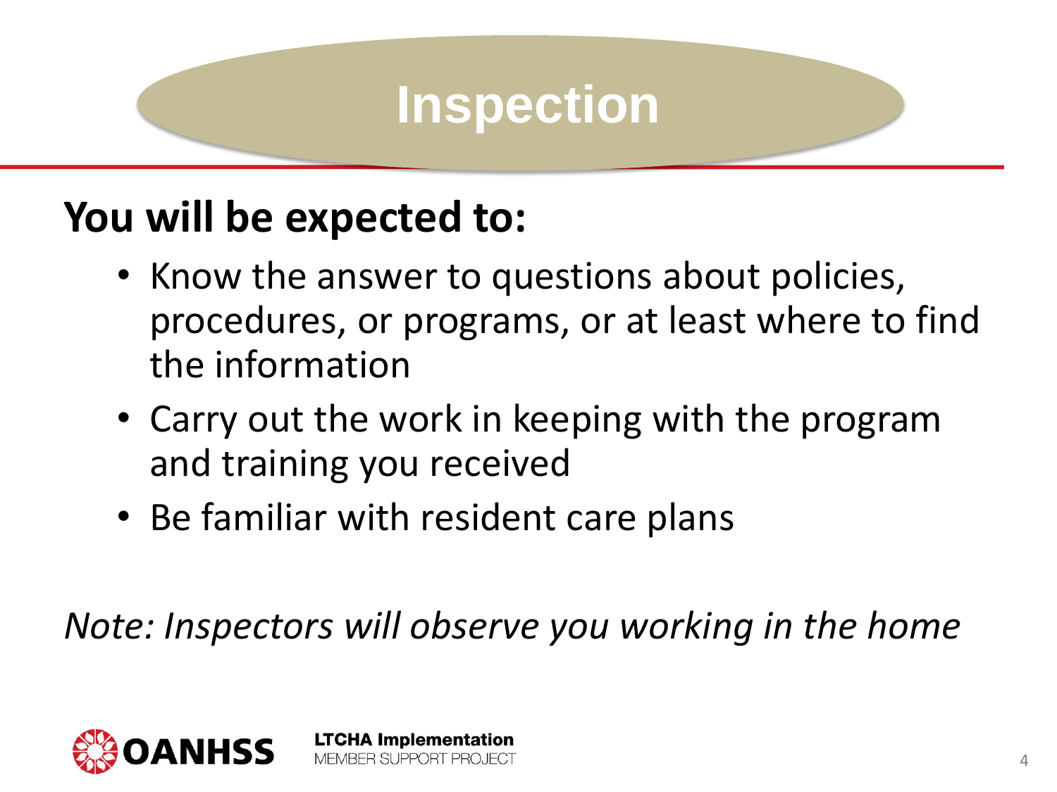# Inspection

**You will be expected to:**

- Know the answer to questions about policies, procedures, or programs, or at least where to find the information
- Carry out the work in keeping with the program and training you received
- Be familiar with resident care plans

*Note: Inspectors will observe you working in the home*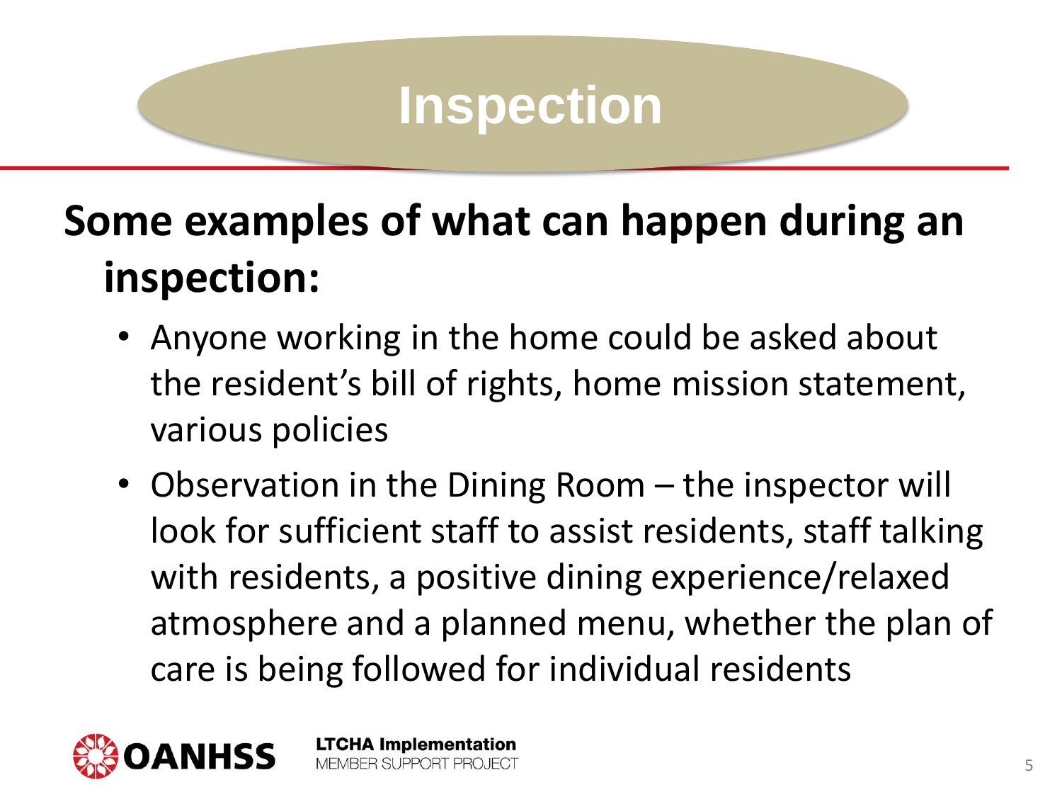# Inspection

**Some examples of what can happen during an inspection:**

- Anyone working in the home could be asked about the resident's bill of rights, home mission statement, various policies
- Observation in the Dining Room – the inspector will look for sufficient staff to assist residents, staff talking with residents, a positive dining experience/relaxed atmosphere and a planned menu, whether the plan of care is being followed for individual residents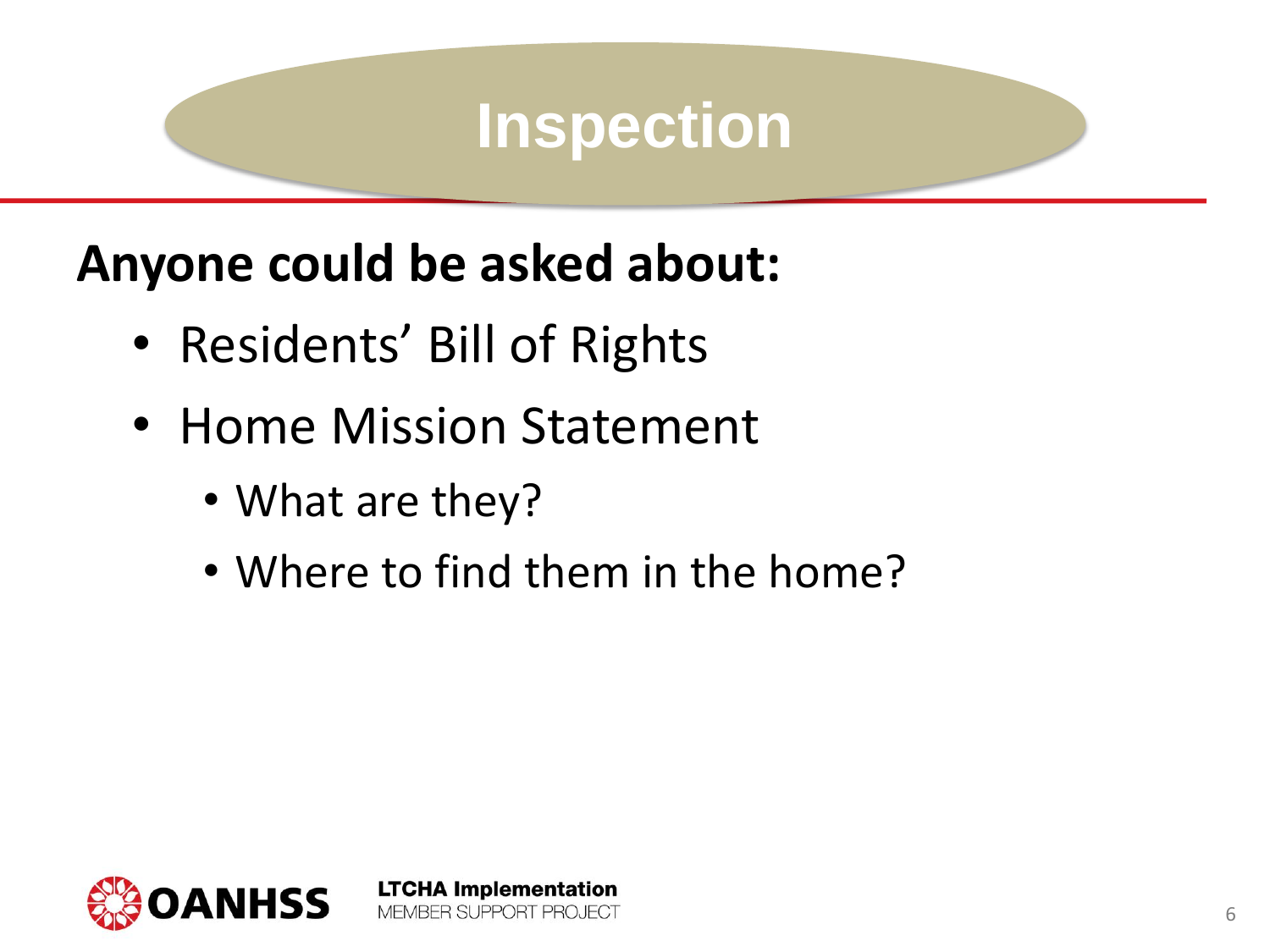# Inspection

**Anyone could be asked about:**

- Residents' Bill of Rights
- Home Mission Statement
  - What are they?
  - Where to find them in the home?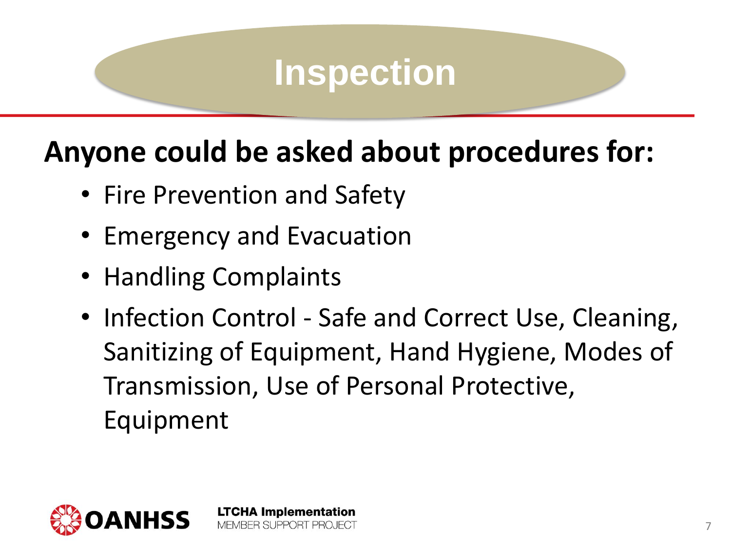# Inspection

**Anyone could be asked about procedures for:**

- Fire Prevention and Safety
- Emergency and Evacuation
- Handling Complaints
- Infection Control - Safe and Correct Use, Cleaning, Sanitizing of Equipment, Hand Hygiene, Modes of Transmission, Use of Personal Protective, Equipment

OANHSS

**LTCHA Implementation**
MEMBER SUPPORT PROJECT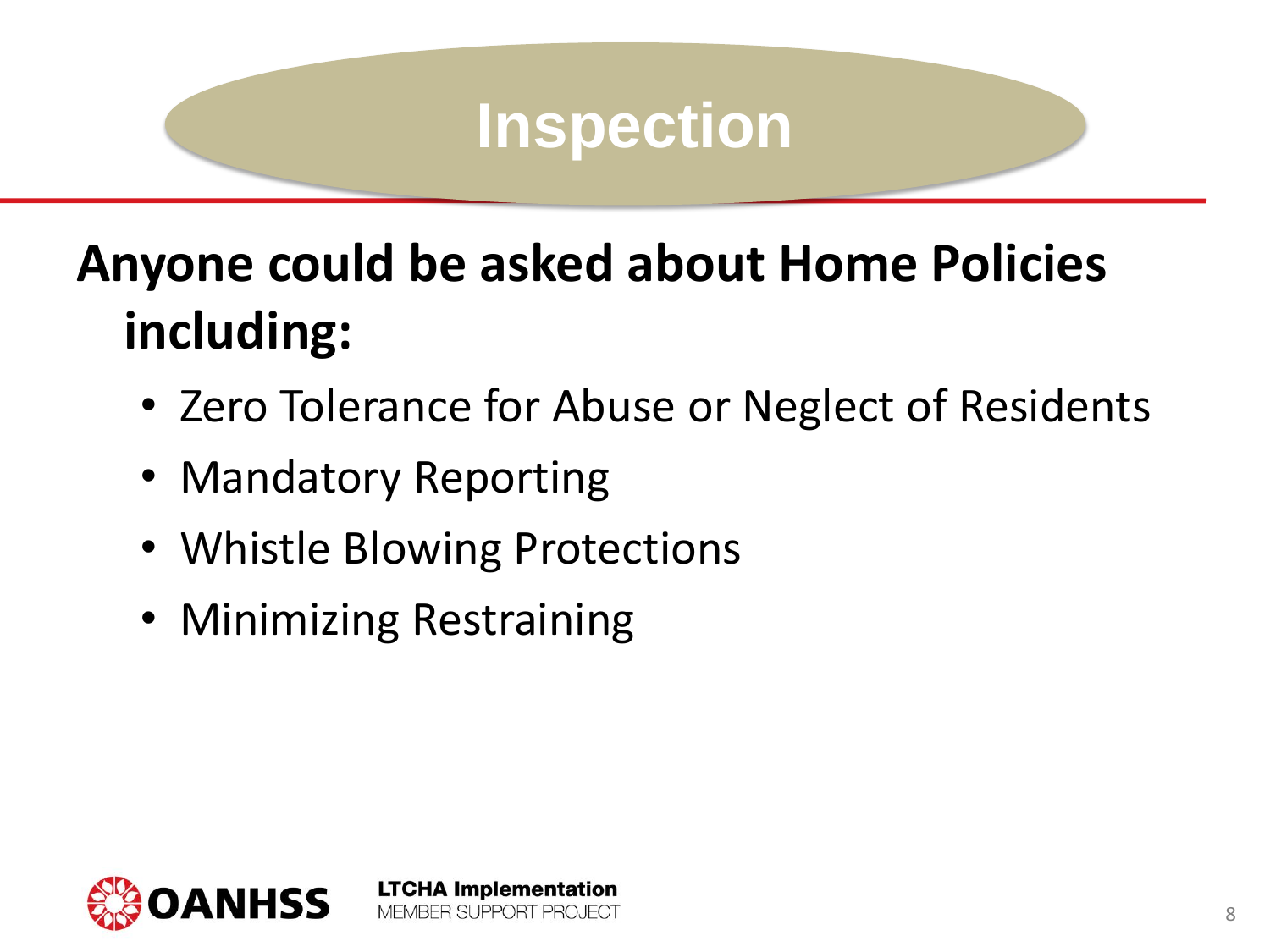# Inspection

**Anyone could be asked about Home Policies including:**

- Zero Tolerance for Abuse or Neglect of Residents
- Mandatory Reporting
- Whistle Blowing Protections
- Minimizing Restraining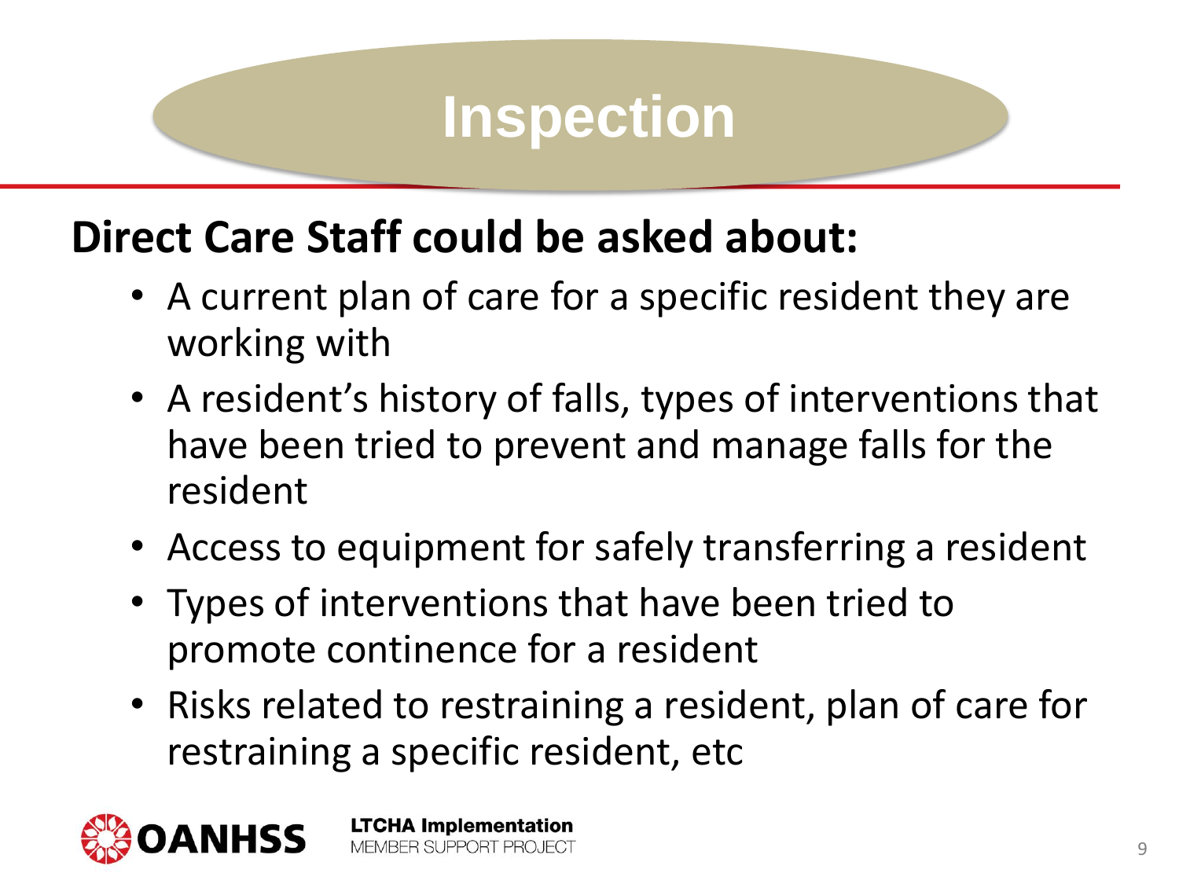# Inspection

**Direct Care Staff could be asked about:**

- A current plan of care for a specific resident they are working with
- A resident's history of falls, types of interventions that have been tried to prevent and manage falls for the resident
- Access to equipment for safely transferring a resident
- Types of interventions that have been tried to promote continence for a resident
- Risks related to restraining a resident, plan of care for restraining a specific resident, etc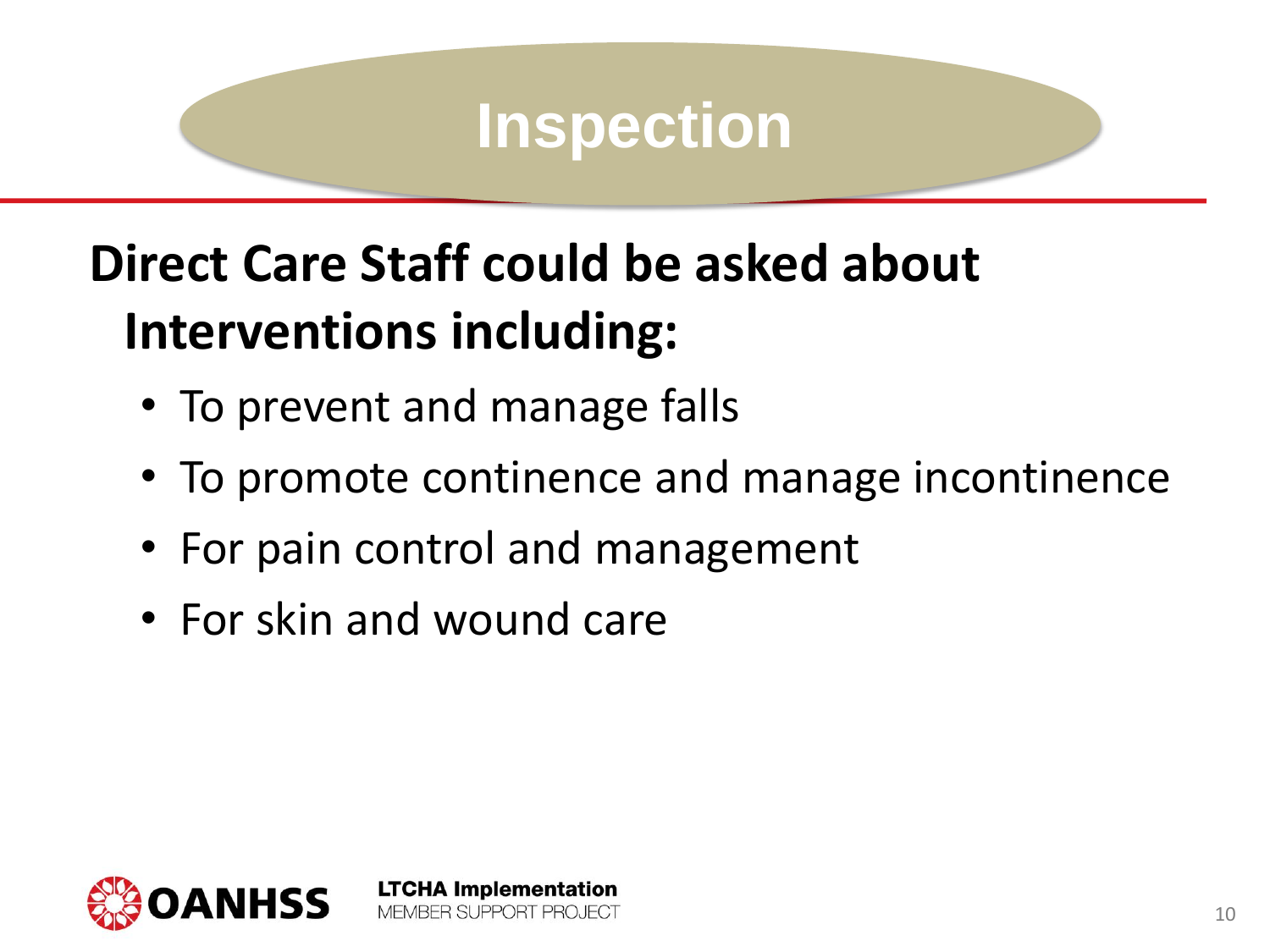# Inspection

**Direct Care Staff could be asked about Interventions including:**

- To prevent and manage falls
- To promote continence and manage incontinence
- For pain control and management
- For skin and wound care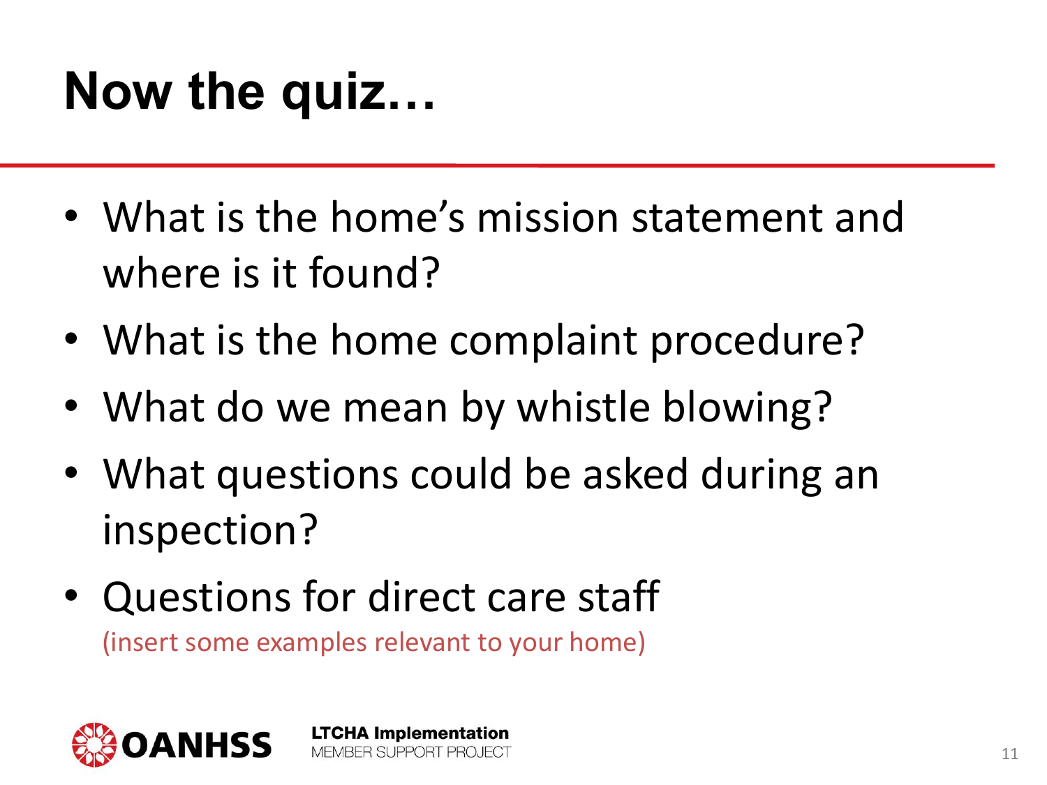# Now the quiz…

- What is the home's mission statement and where is it found?
- What is the home complaint procedure?
- What do we mean by whistle blowing?
- What questions could be asked during an inspection?
- Questions for direct care staff
  (insert some examples relevant to your home)

OANHSS

**LTCHA Implementation**
MEMBER SUPPORT PROJECT